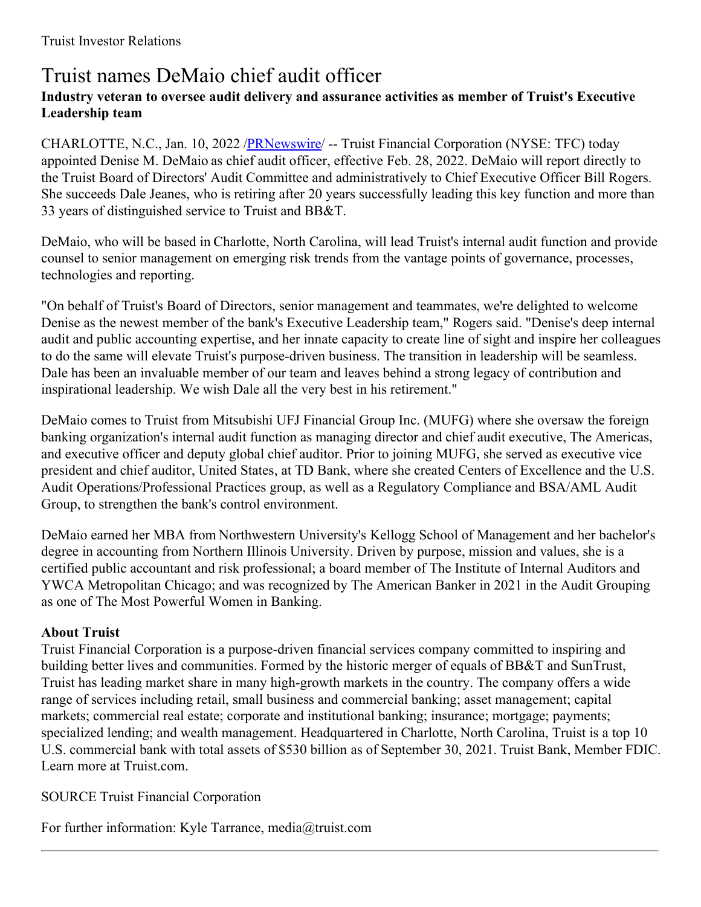Truist Investor Relations

# Truist names DeMaio chief audit officer

**Industry veteran to oversee audit delivery and assurance activities as member of Truist's Executive Leadership team**

CHARLOTTE, N.C., Jan. 10, 2022 /PRNewswire/ -- Truist Financial Corporation (NYSE: TFC) today appointed Denise M. DeMaio as chief audit officer, effective Feb. 28, 2022. DeMaio will report directly to the Truist Board of Directors' Audit Committee and administratively to Chief Executive Officer Bill Rogers. She succeeds Dale Jeanes, who is retiring after 20 years successfully leading this key function and more than 33 years of distinguished service to Truist and BB&T.

DeMaio, who will be based in Charlotte, North Carolina, will lead Truist's internal audit function and provide counsel to senior management on emerging risk trends from the vantage points of governance, processes, technologies and reporting.

"On behalf of Truist's Board of Directors, senior management and teammates, we're delighted to welcome Denise as the newest member of the bank's Executive Leadership team," Rogers said. "Denise's deep internal audit and public accounting expertise, and her innate capacity to create line of sight and inspire her colleagues to do the same will elevate Truist's purpose-driven business. The transition in leadership will be seamless. Dale has been an invaluable member of our team and leaves behind a strong legacy of contribution and inspirational leadership. We wish Dale all the very best in his retirement."

DeMaio comes to Truist from Mitsubishi UFJ Financial Group Inc. (MUFG) where she oversaw the foreign banking organization's internal audit function as managing director and chief audit executive, The Americas, and executive officer and deputy global chief auditor. Prior to joining MUFG, she served as executive vice president and chief auditor, United States, at TD Bank, where she created Centers of Excellence and the U.S. Audit Operations/Professional Practices group, as well as a Regulatory Compliance and BSA/AML Audit Group, to strengthen the bank's control environment.

DeMaio earned her MBA from Northwestern University's Kellogg School of Management and her bachelor's degree in accounting from Northern Illinois University. Driven by purpose, mission and values, she is a certified public accountant and risk professional; a board member of The Institute of Internal Auditors and YWCA Metropolitan Chicago; and was recognized by The American Banker in 2021 in the Audit Grouping as one of The Most Powerful Women in Banking.

**About Truist**

Truist Financial Corporation is a purpose-driven financial services company committed to inspiring and building better lives and communities. Formed by the historic merger of equals of BB&T and SunTrust, Truist has leading market share in many high-growth markets in the country. The company offers a wide range of services including retail, small business and commercial banking; asset management; capital markets; commercial real estate; corporate and institutional banking; insurance; mortgage; payments; specialized lending; and wealth management. Headquartered in Charlotte, North Carolina, Truist is a top 10 U.S. commercial bank with total assets of $530 billion as of September 30, 2021. Truist Bank, Member FDIC. Learn more at Truist.com.

SOURCE Truist Financial Corporation

For further information: Kyle Tarrance, media@truist.com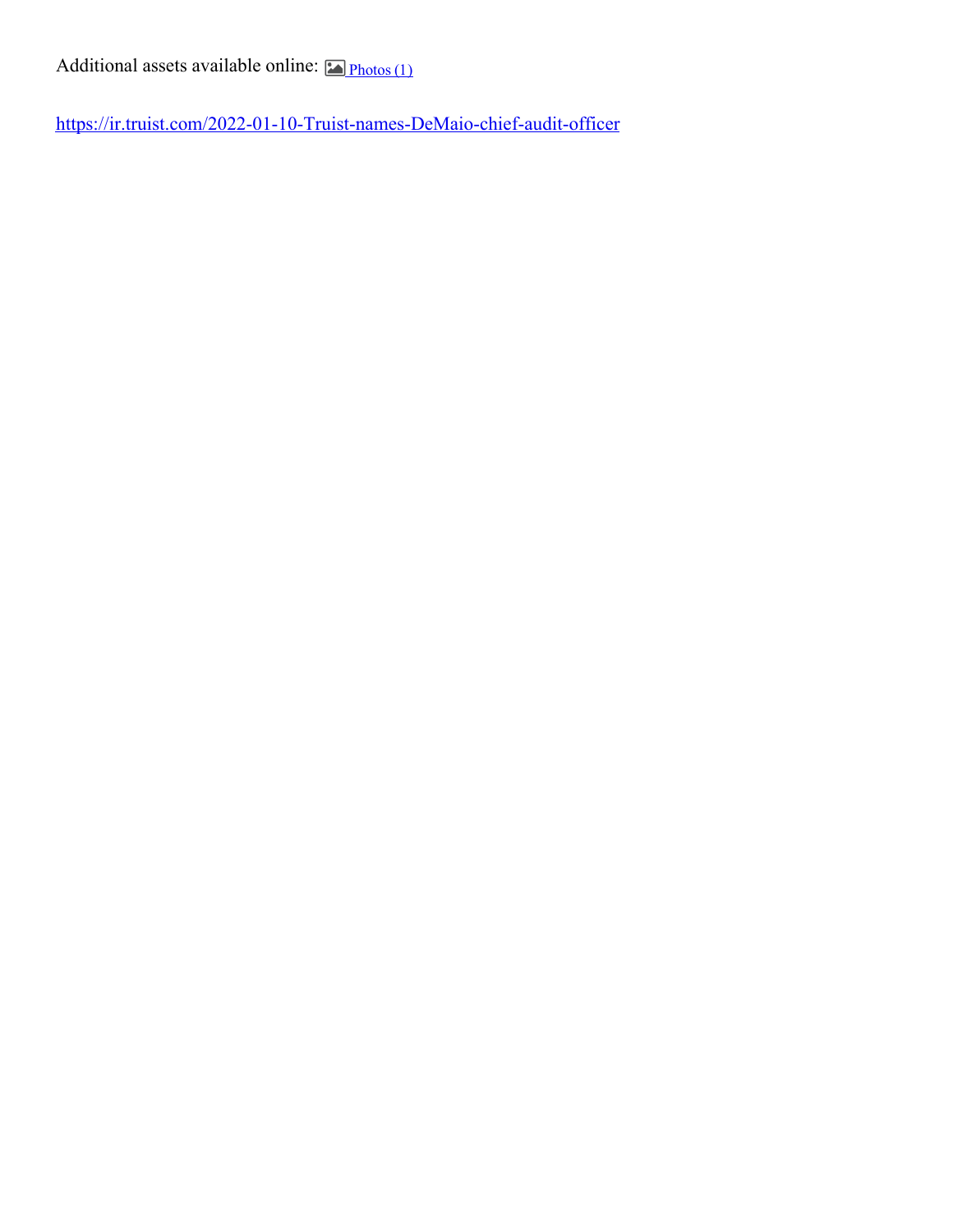Additional assets available online: Photos (1)

https://ir.truist.com/2022-01-10-Truist-names-DeMaio-chief-audit-officer